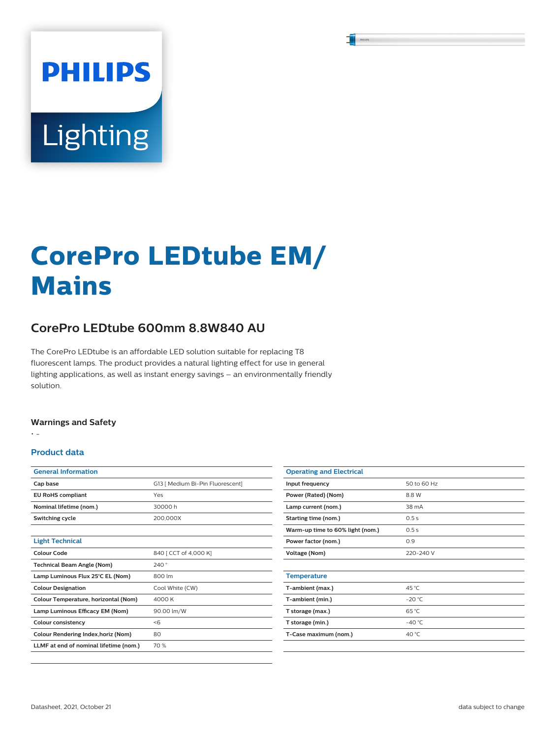# CorePro LEDtube EM/ Mains

## CorePro LEDtube 600mm 8.8W840 AU

The CorePro LEDtube is an affordable LED solution suitable for replacing T8 fluorescent lamps. The product provides a natural lighting effect for use in general lighting applications, as well as instant energy savings – an environmentally friendly solution.

### Warnings and Safety

- -

### Product data

| General Information | |
|---|---|
| Cap base | G13 [ Medium Bi-Pin Fluorescent] |
| EU RoHS compliant | Yes |
| Nominal lifetime (nom.) | 30000 h |
| Switching cycle | 200,000X |

| Light Technical | |
|---|---|
| Colour Code | 840 [ CCT of 4,000 K] |
| Technical Beam Angle (Nom) | 240 ° |
| Lamp Luminous Flux 25°C EL (Nom) | 800 lm |
| Colour Designation | Cool White (CW) |
| Colour Temperature, horizontal (Nom) | 4000 K |
| Lamp Luminous Efficacy EM (Nom) | 90.00 lm/W |
| Colour consistency | <6 |
| Colour Rendering Index,horiz (Nom) | 80 |
| LLMF at end of nominal lifetime (nom.) | 70 % |

| Operating and Electrical | |
|---|---|
| Input frequency | 50 to 60 Hz |
| Power (Rated) (Nom) | 8.8 W |
| Lamp current (nom.) | 38 mA |
| Starting time (nom.) | 0.5 s |
| Warm-up time to 60% light (nom.) | 0.5 s |
| Power factor (nom.) | 0.9 |
| Voltage (Nom) | 220-240 V |

| Temperature | |
|---|---|
| T-ambient (max.) | 45 °C |
| T-ambient (min.) | -20 °C |
| T storage (max.) | 65 °C |
| T storage (min.) | -40 °C |
| T-Case maximum (nom.) | 40 °C |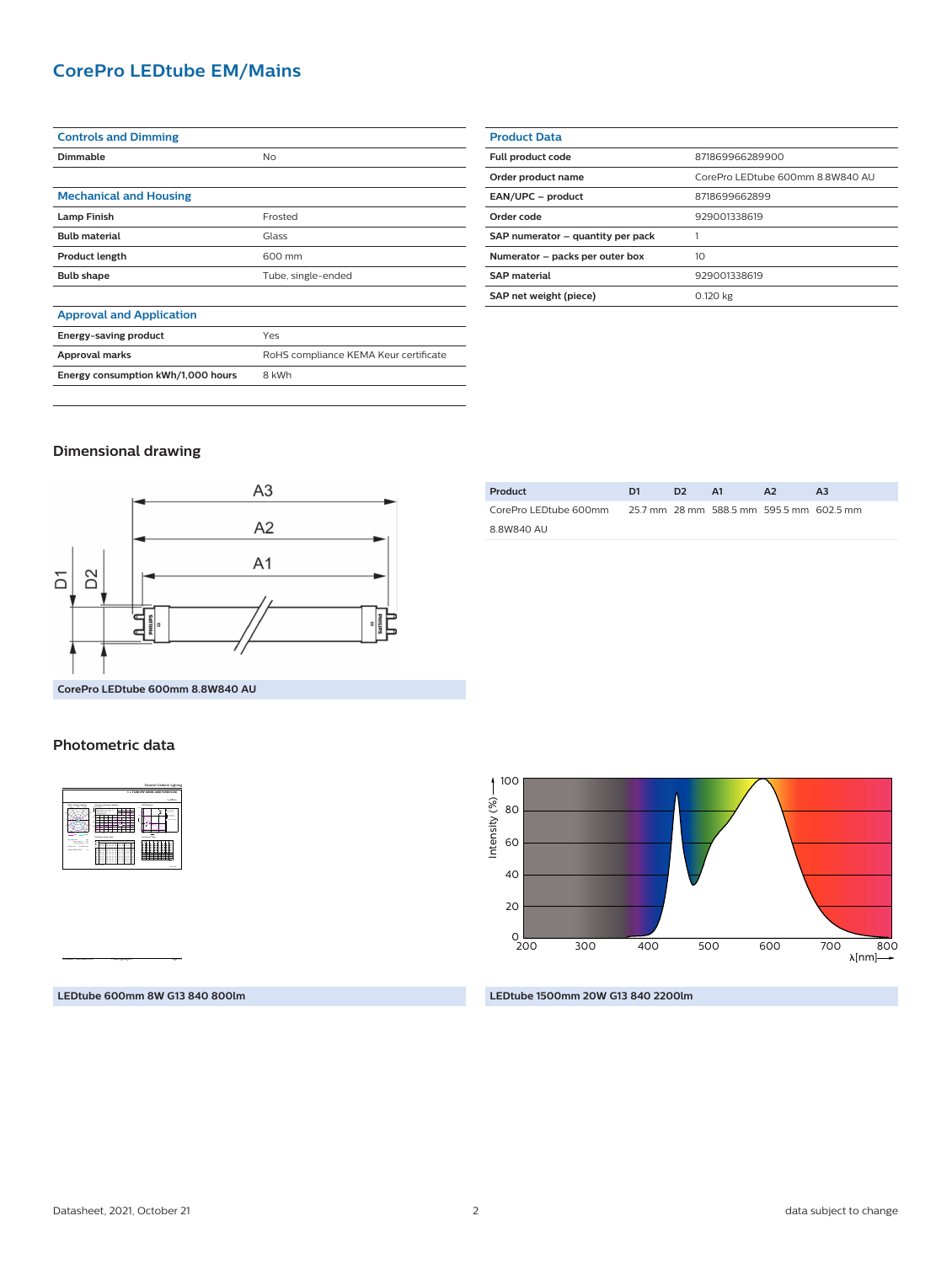# CorePro LEDtube EM/Mains

| Controls and Dimming | |
|---|---|
| **Dimmable** | No |

| Mechanical and Housing | |
|---|---|
| **Lamp Finish** | Frosted |
| **Bulb material** | Glass |
| **Product length** | 600 mm |
| **Bulb shape** | Tube, single-ended |

| Approval and Application | |
|---|---|
| **Energy-saving product** | Yes |
| **Approval marks** | RoHS compliance KEMA Keur certificate |
| **Energy consumption kWh/1,000 hours** | 8 kWh |

| Product Data | |
|---|---|
| **Full product code** | 871869966289900 |
| **Order product name** | CorePro LEDtube 600mm 8.8W840 AU |
| **EAN/UPC – product** | 8718699662899 |
| **Order code** | 929001338619 |
| **SAP numerator – quantity per pack** | 1 |
| **Numerator – packs per outer box** | 10 |
| **SAP material** | 929001338619 |
| **SAP net weight (piece)** | 0.120 kg |

## Dimensional drawing

CorePro LEDtube 600mm 8.8W840 AU

| Product | D1 | D2 | A1 | A2 | A3 |
|---|---|---|---|---|---|
| CorePro LEDtube 600mm 8.8W840 AU | 25.7 mm | 28 mm | 588.5 mm | 595.5 mm | 602.5 mm |

## Photometric data

LEDtube 600mm 8W G13 840 800lm

LEDtube 1500mm 20W G13 840 2200lm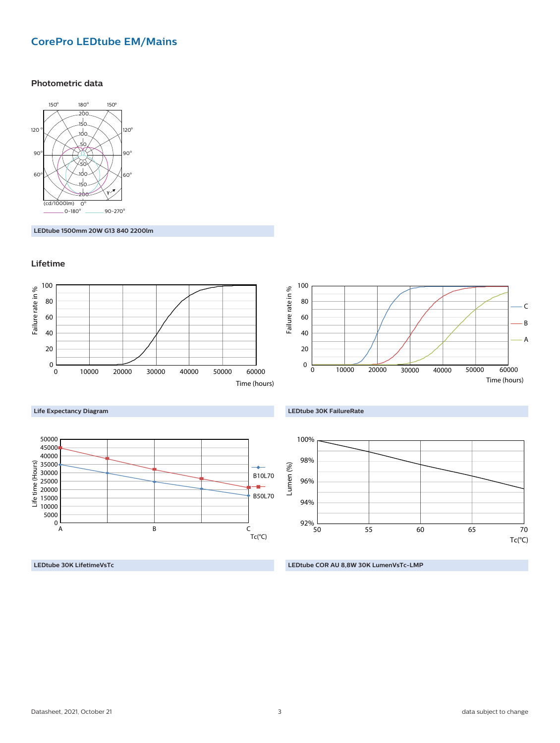# CorePro LEDtube EM/Mains

## Photometric data

LEDtube 1500mm 20W G13 840 2200lm

## Lifetime

Life Expectancy Diagram

LEDtube 30K FailureRate

LEDtube 30K LifetimeVsTc

LEDtube COR AU 8,8W 30K LumenVsTc-LMP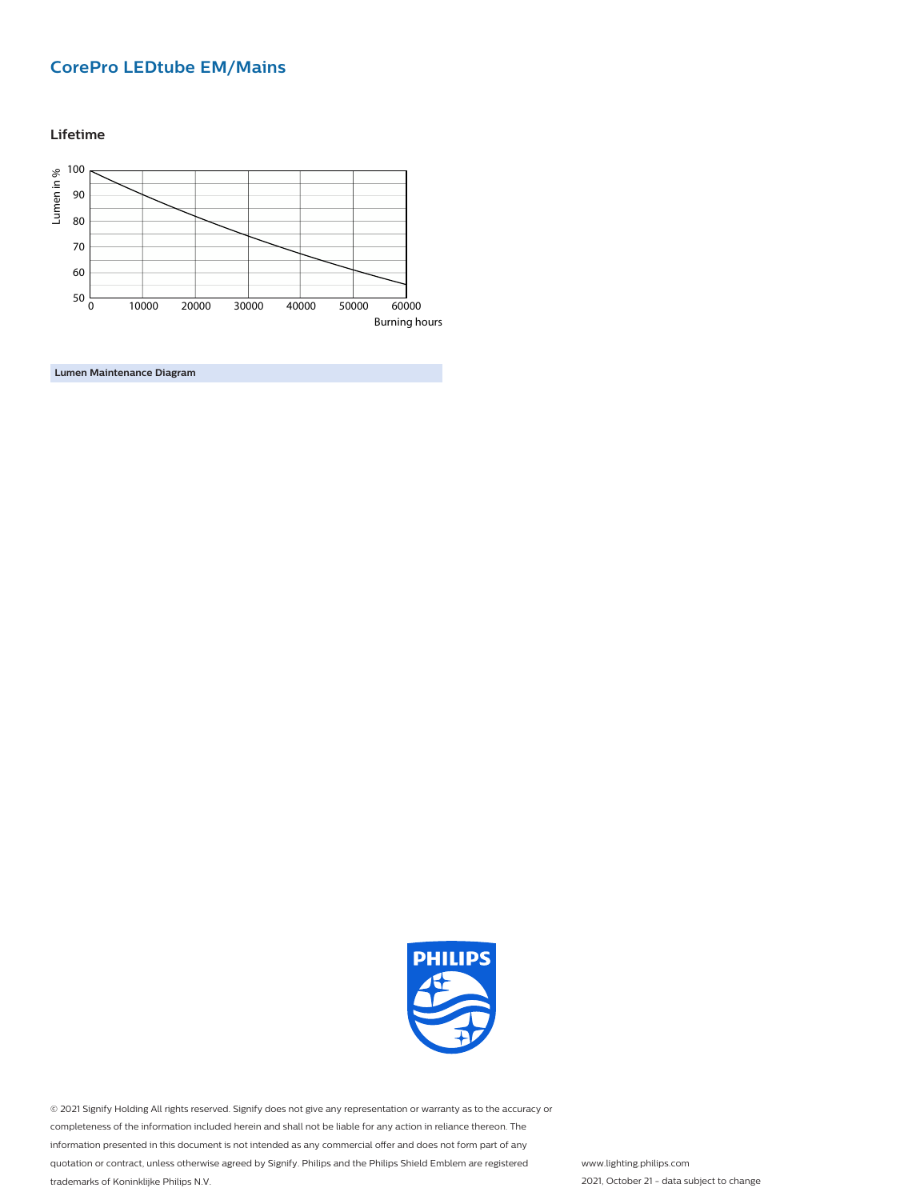# CorePro LEDtube EM/Mains

## Lifetime

Lumen in %

100

90

80

70

60

50

0

10000

20000

30000

40000

50000

60000

Burning hours

**Lumen Maintenance Diagram**

© 2021 Signify Holding All rights reserved. Signify does not give any representation or warranty as to the accuracy or completeness of the information included herein and shall not be liable for any action in reliance thereon. The information presented in this document is not intended as any commercial offer and does not form part of any quotation or contract, unless otherwise agreed by Signify. Philips and the Philips Shield Emblem are registered trademarks of Koninklijke Philips N.V.

www.lighting.philips.com

2021, October 21 - data subject to change